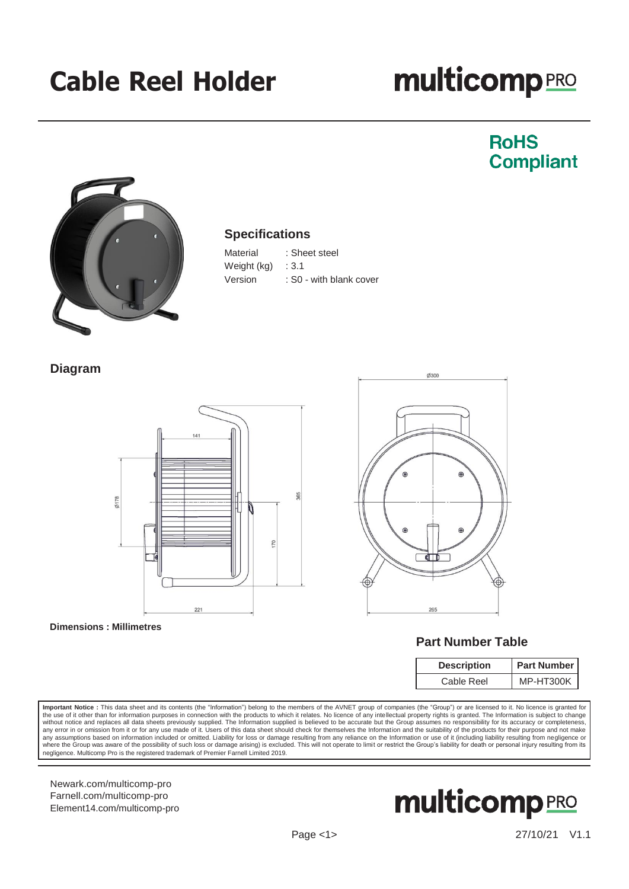# Cable Reel Holder

multicomp PRO

**RoHS Compliant**

## Specifications

| | |
|---|---|
| Material | : Sheet steel |
| Weight (kg) | : 3.1 |
| Version | : S0 - with blank cover |

## Diagram

**Dimensions : Millimetres**

## Part Number Table

| Description | Part Number |
|---|---|
| Cable Reel | MP-HT300K |

**Important Notice :** This data sheet and its contents (the "Information") belong to the members of the AVNET group of companies (the "Group") or are licensed to it. No licence is granted for the use of it other than for information purposes in connection with the products to which it relates. No licence of any intellectual property rights is granted. The Information is subject to change without notice and replaces all data sheets previously supplied. The Information supplied is believed to be accurate but the Group assumes no responsibility for its accuracy or completeness, any error in or omission from it or for any use made of it. Users of this data sheet should check for themselves the Information and the suitability of the products for their purpose and not make any assumptions based on information included or omitted. Liability for loss or damage resulting from any reliance on the Information or use of it (including liability resulting from negligence or where the Group was aware of the possibility of such loss or damage arising) is excluded. This will not operate to limit or restrict the Group's liability for death or personal injury resulting from its negligence. Multicomp Pro is the registered trademark of Premier Farnell Limited 2019.

Newark.com/multicomp-pro
Farnell.com/multicomp-pro
Element14.com/multicomp-pro

27/10/21 V1.1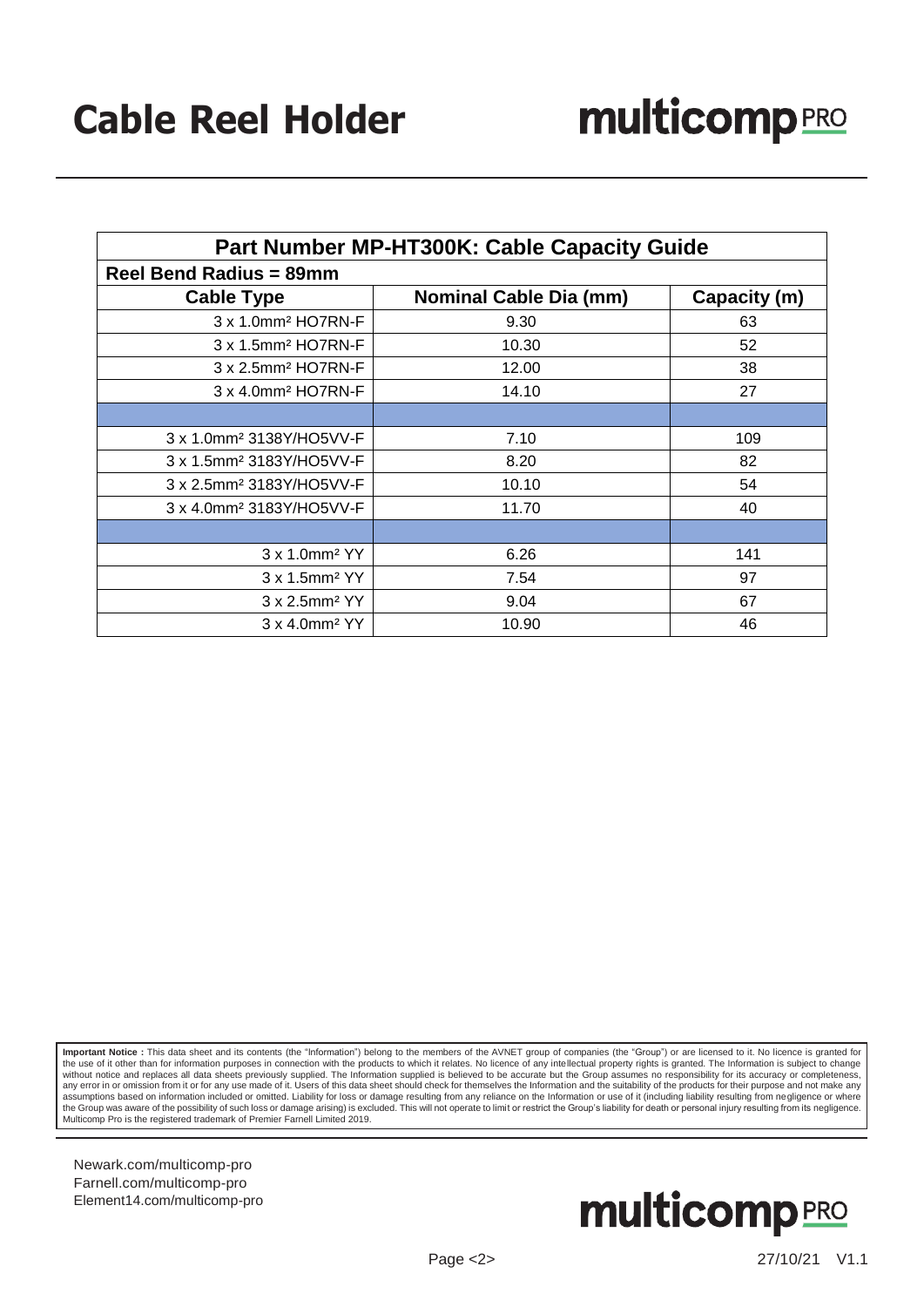# Cable Reel Holder

| Part Number MP-HT300K: Cable Capacity Guide | | |
|---|---|---|
| **Reel Bend Radius = 89mm** | | |
| **Cable Type** | **Nominal Cable Dia (mm)** | **Capacity (m)** |
| 3 x 1.0mm² HO7RN-F | 9.30 | 63 |
| 3 x 1.5mm² HO7RN-F | 10.30 | 52 |
| 3 x 2.5mm² HO7RN-F | 12.00 | 38 |
| 3 x 4.0mm² HO7RN-F | 14.10 | 27 |
| | | |
| 3 x 1.0mm² 3138Y/HO5VV-F | 7.10 | 109 |
| 3 x 1.5mm² 3183Y/HO5VV-F | 8.20 | 82 |
| 3 x 2.5mm² 3183Y/HO5VV-F | 10.10 | 54 |
| 3 x 4.0mm² 3183Y/HO5VV-F | 11.70 | 40 |
| | | |
| 3 x 1.0mm² YY | 6.26 | 141 |
| 3 x 1.5mm² YY | 7.54 | 97 |
| 3 x 2.5mm² YY | 9.04 | 67 |
| 3 x 4.0mm² YY | 10.90 | 46 |

**Important Notice :** This data sheet and its contents (the "Information") belong to the members of the AVNET group of companies (the "Group") or are licensed to it. No licence is granted for the use of it other than for information purposes in connection with the products to which it relates. No licence of any intellectual property rights is granted. The Information is subject to change without notice and replaces all data sheets previously supplied. The Information supplied is believed to be accurate but the Group assumes no responsibility for its accuracy or completeness, any error in or omission from it or for any use made of it. Users of this data sheet should check for themselves the Information and the suitability of the products for their purpose and not make any assumptions based on information included or omitted. Liability for loss or damage resulting from any reliance on the Information or use of it (including liability resulting from negligence or where the Group was aware of the possibility of such loss or damage arising) is excluded. This will not operate to limit or restrict the Group's liability for death or personal injury resulting from its negligence. Multicomp Pro is the registered trademark of Premier Farnell Limited 2019.

Newark.com/multicomp-pro
Farnell.com/multicomp-pro
Element14.com/multicomp-pro

27/10/21 V1.1